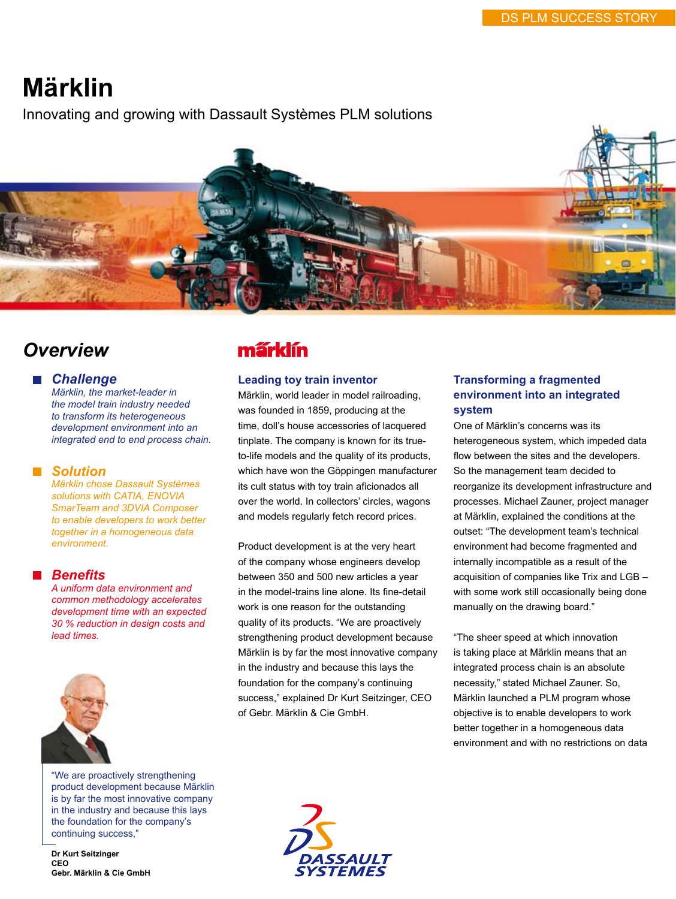DS PLM SUCCESS STORY

# Märklin

Innovating and growing with Dassault Systèmes PLM solutions

## Overview

### Challenge

*Märklin, the market-leader in the model train industry needed to transform its heterogeneous development environment into an integrated end to end process chain.*

### Solution

*Märklin chose Dassault Systèmes solutions with CATIA, ENOVIA SmarTeam and 3DVIA Composer to enable developers to work better together in a homogeneous data environment.*

### Benefits

*A uniform data environment and common methodology accelerates development time with an expected 30 % reduction in design costs and lead times.*

"We are proactively strengthening product development because Märklin is by far the most innovative company in the industry and because this lays the foundation for the company's continuing success,"

**Dr Kurt Seitzinger**
**CEO**
**Gebr. Märklin & Cie GmbH**

märklin

### Leading toy train inventor

Märklin, world leader in model railroading, was founded in 1859, producing at the time, doll's house accessories of lacquered tinplate. The company is known for its true-to-life models and the quality of its products, which have won the Göppingen manufacturer its cult status with toy train aficionados all over the world. In collectors' circles, wagons and models regularly fetch record prices.

Product development is at the very heart of the company whose engineers develop between 350 and 500 new articles a year in the model-trains line alone. Its fine-detail work is one reason for the outstanding quality of its products. "We are proactively strengthening product development because Märklin is by far the most innovative company in the industry and because this lays the foundation for the company's continuing success," explained Dr Kurt Seitzinger, CEO of Gebr. Märklin & Cie GmbH.

### Transforming a fragmented environment into an integrated system

One of Märklin's concerns was its heterogeneous system, which impeded data flow between the sites and the developers. So the management team decided to reorganize its development infrastructure and processes. Michael Zauner, project manager at Märklin, explained the conditions at the outset: "The development team's technical environment had become fragmented and internally incompatible as a result of the acquisition of companies like Trix and LGB – with some work still occasionally being done manually on the drawing board."

"The sheer speed at which innovation is taking place at Märklin means that an integrated process chain is an absolute necessity," stated Michael Zauner. So, Märklin launched a PLM program whose objective is to enable developers to work better together in a homogeneous data environment and with no restrictions on data

DASSAULT SYSTEMES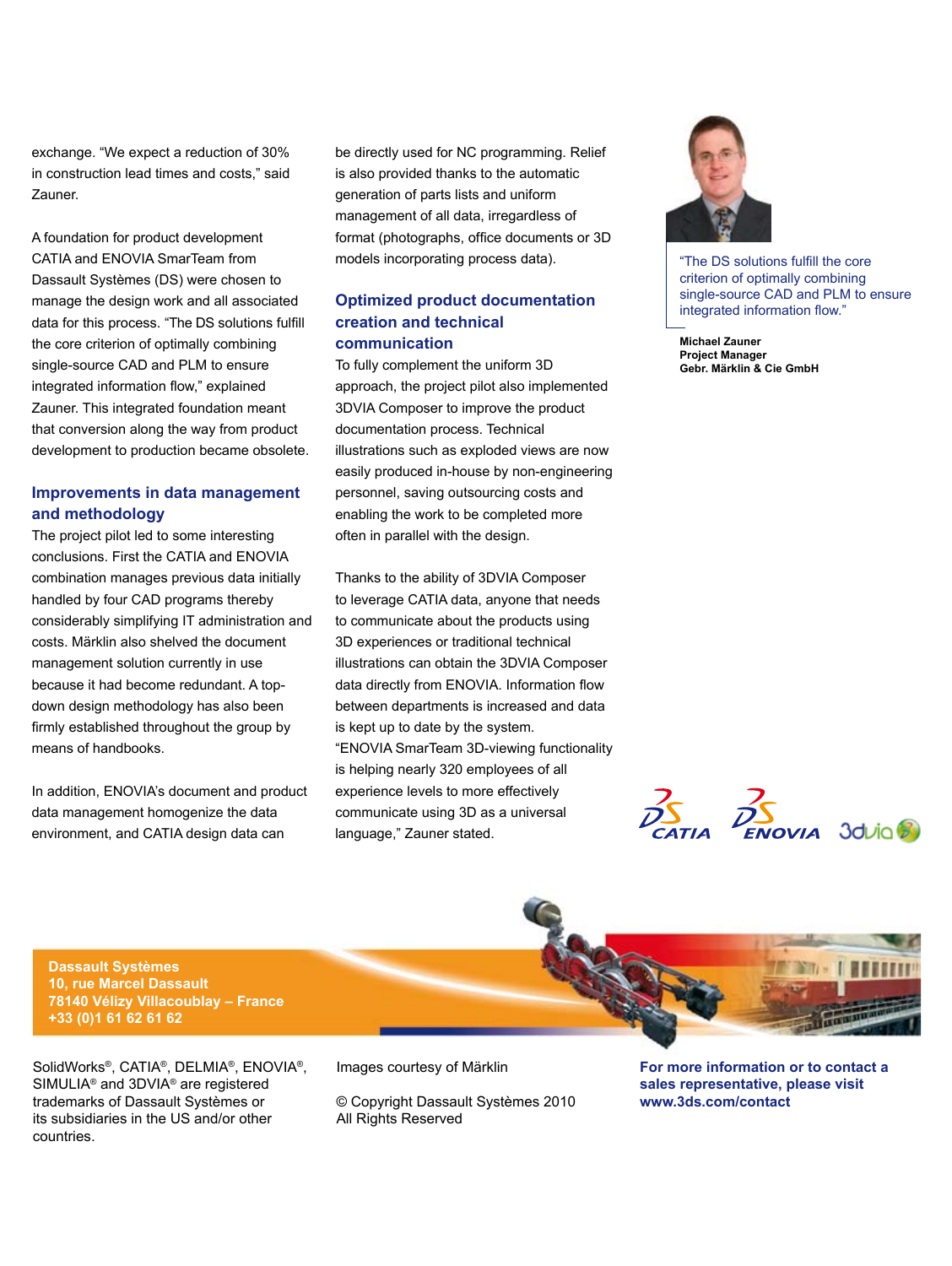exchange. "We expect a reduction of 30% in construction lead times and costs," said Zauner.

A foundation for product development CATIA and ENOVIA SmarTeam from Dassault Systèmes (DS) were chosen to manage the design work and all associated data for this process. "The DS solutions fulfill the core criterion of optimally combining single-source CAD and PLM to ensure integrated information flow," explained Zauner. This integrated foundation meant that conversion along the way from product development to production became obsolete.

## Improvements in data management and methodology

The project pilot led to some interesting conclusions. First the CATIA and ENOVIA combination manages previous data initially handled by four CAD programs thereby considerably simplifying IT administration and costs. Märklin also shelved the document management solution currently in use because it had become redundant. A top-down design methodology has also been firmly established throughout the group by means of handbooks.

In addition, ENOVIA's document and product data management homogenize the data environment, and CATIA design data can be directly used for NC programming. Relief is also provided thanks to the automatic generation of parts lists and uniform management of all data, irregardless of format (photographs, office documents or 3D models incorporating process data).

## Optimized product documentation creation and technical communication

To fully complement the uniform 3D approach, the project pilot also implemented 3DVIA Composer to improve the product documentation process. Technical illustrations such as exploded views are now easily produced in-house by non-engineering personnel, saving outsourcing costs and enabling the work to be completed more often in parallel with the design.

Thanks to the ability of 3DVIA Composer to leverage CATIA data, anyone that needs to communicate about the products using 3D experiences or traditional technical illustrations can obtain the 3DVIA Composer data directly from ENOVIA. Information flow between departments is increased and data is kept up to date by the system. "ENOVIA SmarTeam 3D-viewing functionality is helping nearly 320 employees of all experience levels to more effectively communicate using 3D as a universal language," Zauner stated.

"The DS solutions fulfill the core criterion of optimally combining single-source CAD and PLM to ensure integrated information flow."

**Michael Zauner**
**Project Manager**
**Gebr. Märklin & Cie GmbH**

**Dassault Systèmes**
**10, rue Marcel Dassault**
**78140 Vélizy Villacoublay – France**
**+33 (0)1 61 62 61 62**

SolidWorks®, CATIA®, DELMIA®, ENOVIA®, SIMULIA® and 3DVIA® are registered trademarks of Dassault Systèmes or its subsidiaries in the US and/or other countries.

Images courtesy of Märklin

© Copyright Dassault Systèmes 2010
All Rights Reserved

**For more information or to contact a sales representative, please visit www.3ds.com/contact**